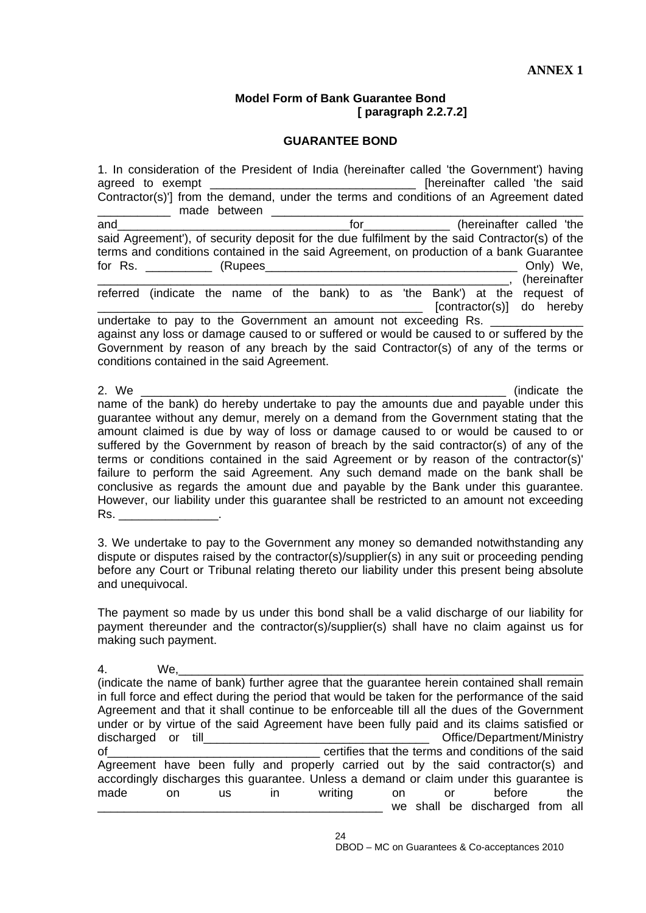**ANNEX 1**

**Model Form of Bank Guarantee Bond**
**[ paragraph 2.2.7.2]**

**GUARANTEE BOND**

1. In consideration of the President of India (hereinafter called 'the Government') having agreed to exempt _______________________________ [hereinafter called 'the said Contractor(s)'] from the demand, under the terms and conditions of an Agreement dated ___________ made between ________________________________________________ and___________________________________for_____________ (hereinafter called 'the said Agreement'), of security deposit for the due fulfilment by the said Contractor(s) of the terms and conditions contained in the said Agreement, on production of a bank Guarantee for Rs. __________ (Rupees_______________________________________ Only) We, ______________________________________________________________, (hereinafter referred (indicate the name of the bank) to as 'the Bank') at the request of _______________________________________________ [contractor(s)] do hereby undertake to pay to the Government an amount not exceeding Rs. ______________ against any loss or damage caused to or suffered or would be caused to or suffered by the Government by reason of any breach by the said Contractor(s) of any of the terms or conditions contained in the said Agreement.

2. We _______________________________________________________ (indicate the name of the bank) do hereby undertake to pay the amounts due and payable under this guarantee without any demur, merely on a demand from the Government stating that the amount claimed is due by way of loss or damage caused to or would be caused to or suffered by the Government by reason of breach by the said contractor(s) of any of the terms or conditions contained in the said Agreement or by reason of the contractor(s)' failure to perform the said Agreement. Any such demand made on the bank shall be conclusive as regards the amount due and payable by the Bank under this guarantee. However, our liability under this guarantee shall be restricted to an amount not exceeding Rs. _______________.

3. We undertake to pay to the Government any money so demanded notwithstanding any dispute or disputes raised by the contractor(s)/supplier(s) in any suit or proceeding pending before any Court or Tribunal relating thereto our liability under this present being absolute and unequivocal.

The payment so made by us under this bond shall be a valid discharge of our liability for payment thereunder and the contractor(s)/supplier(s) shall have no claim against us for making such payment.

4. We,_____________________________________________________________ (indicate the name of bank) further agree that the guarantee herein contained shall remain in full force and effect during the period that would be taken for the performance of the said Agreement and that it shall continue to be enforceable till all the dues of the Government under or by virtue of the said Agreement have been fully paid and its claims satisfied or discharged or till__________________________________ Office/Department/Ministry of________________________________ certifies that the terms and conditions of the said Agreement have been fully and properly carried out by the said contractor(s) and accordingly discharges this guarantee. Unless a demand or claim under this guarantee is made on us in writing on or before the ____________________________________________ we shall be discharged from all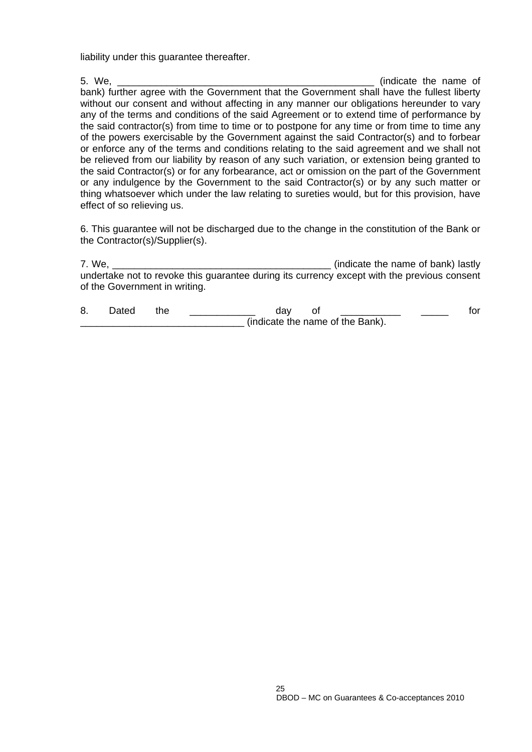liability under this guarantee thereafter.

5. We, _______________________________________________ (indicate the name of bank) further agree with the Government that the Government shall have the fullest liberty without our consent and without affecting in any manner our obligations hereunder to vary any of the terms and conditions of the said Agreement or to extend time of performance by the said contractor(s) from time to time or to postpone for any time or from time to time any of the powers exercisable by the Government against the said Contractor(s) and to forbear or enforce any of the terms and conditions relating to the said agreement and we shall not be relieved from our liability by reason of any such variation, or extension being granted to the said Contractor(s) or for any forbearance, act or omission on the part of the Government or any indulgence by the Government to the said Contractor(s) or by any such matter or thing whatsoever which under the law relating to sureties would, but for this provision, have effect of so relieving us.

6. This guarantee will not be discharged due to the change in the constitution of the Bank or the Contractor(s)/Supplier(s).

7. We, _______________________________________ (indicate the name of bank) lastly undertake not to revoke this guarantee during its currency except with the previous consent of the Government in writing.

8. Dated the ____________ day of ___________ _____ for _____________________________ (indicate the name of the Bank).